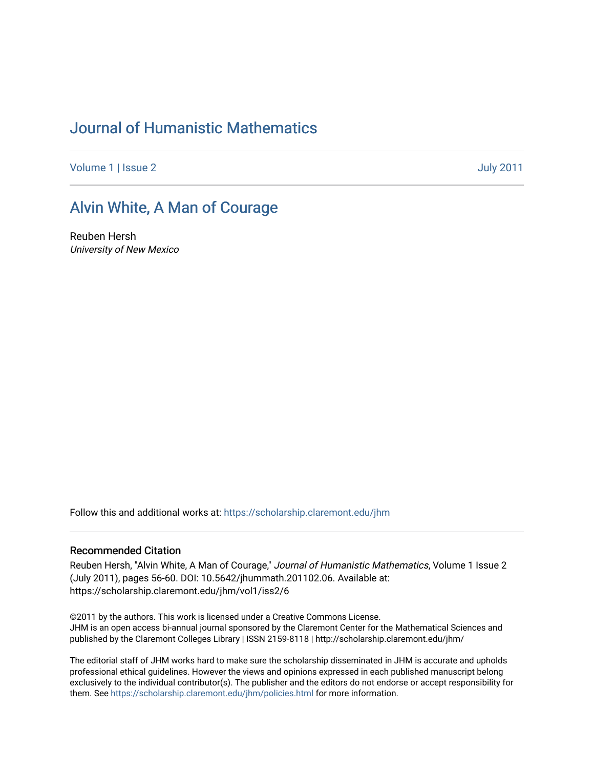# Journal of Humanistic Mathematics

Volume 1 | Issue 2 July 2011

## Alvin White, A Man of Courage

Reuben Hersh
*University of New Mexico*

Follow this and additional works at: https://scholarship.claremont.edu/jhm

### Recommended Citation

Reuben Hersh, "Alvin White, A Man of Courage," *Journal of Humanistic Mathematics*, Volume 1 Issue 2 (July 2011), pages 56-60. DOI: 10.5642/jhummath.201102.06. Available at: https://scholarship.claremont.edu/jhm/vol1/iss2/6

©2011 by the authors. This work is licensed under a Creative Commons License.
JHM is an open access bi-annual journal sponsored by the Claremont Center for the Mathematical Sciences and published by the Claremont Colleges Library | ISSN 2159-8118 | http://scholarship.claremont.edu/jhm/

The editorial staff of JHM works hard to make sure the scholarship disseminated in JHM is accurate and upholds professional ethical guidelines. However the views and opinions expressed in each published manuscript belong exclusively to the individual contributor(s). The publisher and the editors do not endorse or accept responsibility for them. See https://scholarship.claremont.edu/jhm/policies.html for more information.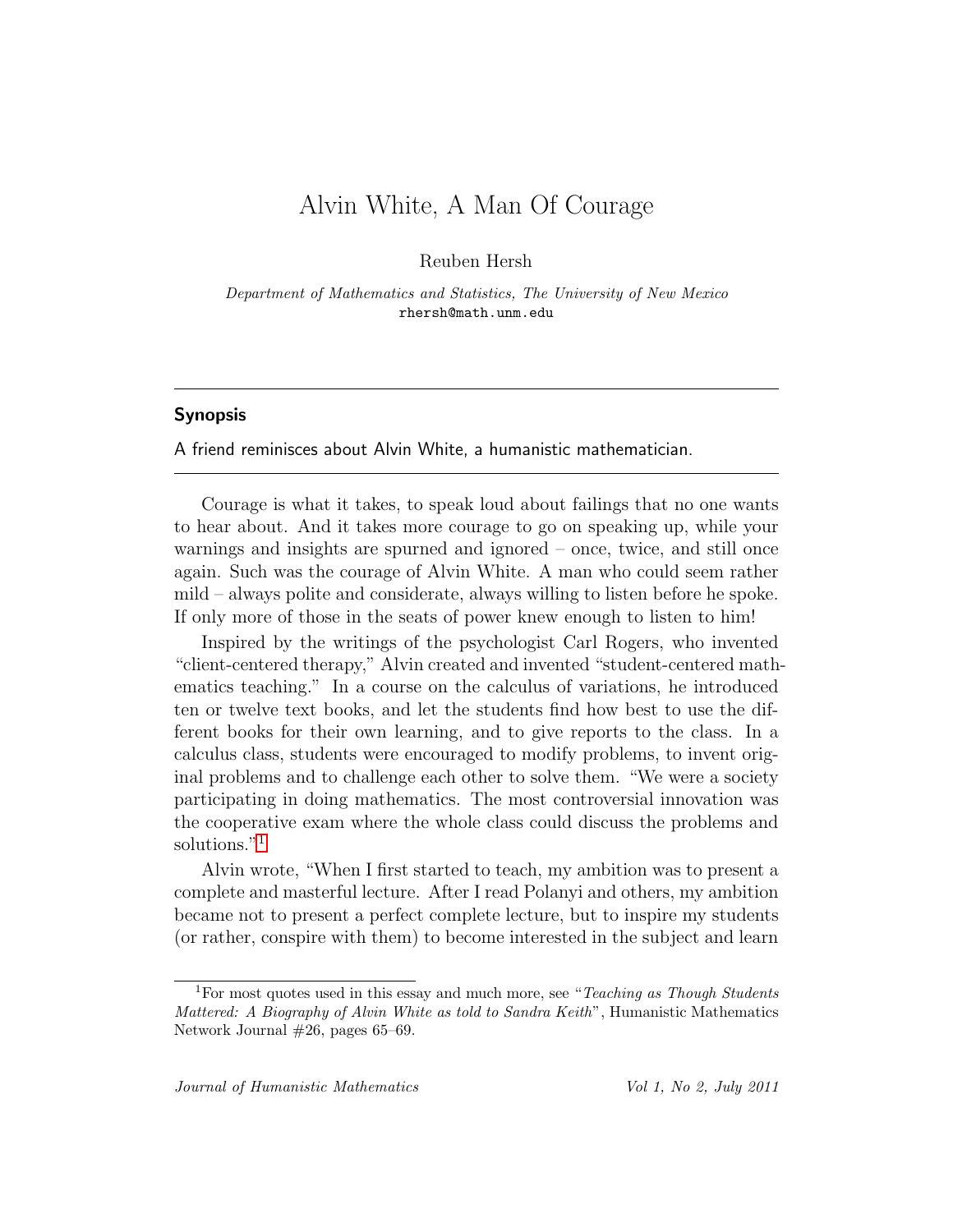# Alvin White, A Man Of Courage

Reuben Hersh

*Department of Mathematics and Statistics, The University of New Mexico*
rhersh@math.unm.edu

---

**Synopsis**

A friend reminisces about Alvin White, a humanistic mathematician.

---

Courage is what it takes, to speak loud about failings that no one wants to hear about. And it takes more courage to go on speaking up, while your warnings and insights are spurned and ignored – once, twice, and still once again. Such was the courage of Alvin White. A man who could seem rather mild – always polite and considerate, always willing to listen before he spoke. If only more of those in the seats of power knew enough to listen to him!

Inspired by the writings of the psychologist Carl Rogers, who invented "client-centered therapy," Alvin created and invented "student-centered mathematics teaching." In a course on the calculus of variations, he introduced ten or twelve text books, and let the students find how best to use the different books for their own learning, and to give reports to the class. In a calculus class, students were encouraged to modify problems, to invent original problems and to challenge each other to solve them. "We were a society participating in doing mathematics. The most controversial innovation was the cooperative exam where the whole class could discuss the problems and solutions."[1]

Alvin wrote, "When I first started to teach, my ambition was to present a complete and masterful lecture. After I read Polanyi and others, my ambition became not to present a perfect complete lecture, but to inspire my students (or rather, conspire with them) to become interested in the subject and learn

---

[1] For most quotes used in this essay and much more, see "*Teaching as Though Students Mattered: A Biography of Alvin White as told to Sandra Keith*", Humanistic Mathematics Network Journal #26, pages 65–69.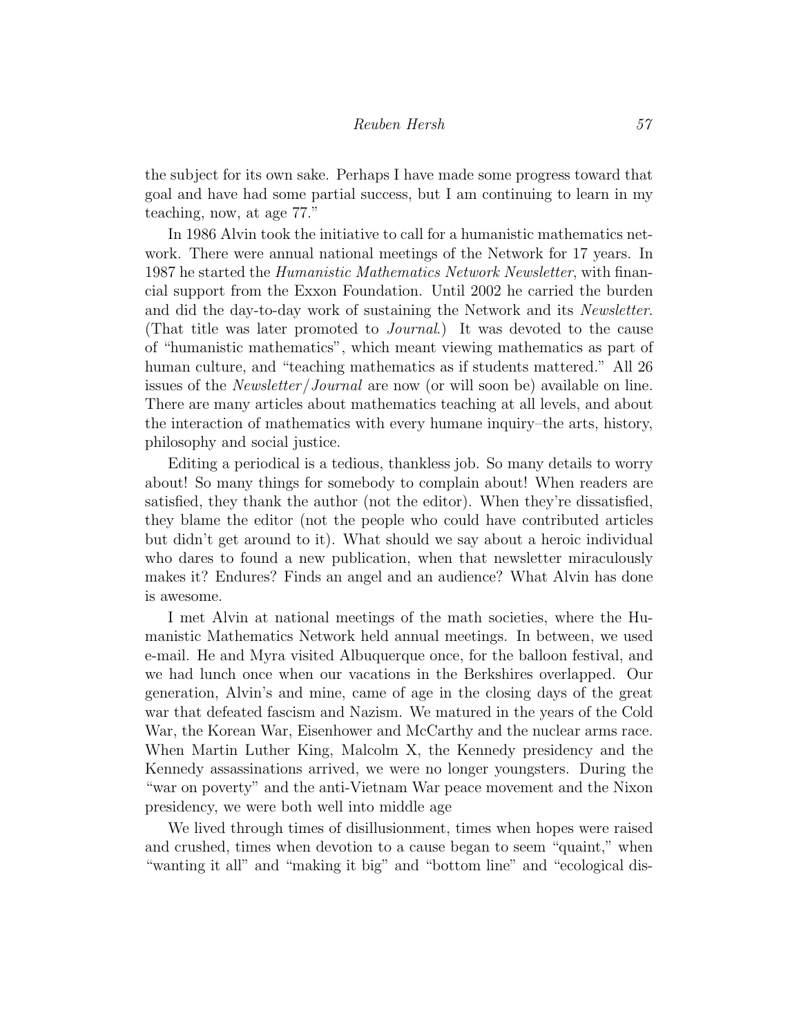the subject for its own sake. Perhaps I have made some progress toward that goal and have had some partial success, but I am continuing to learn in my teaching, now, at age 77."

In 1986 Alvin took the initiative to call for a humanistic mathematics network. There were annual national meetings of the Network for 17 years. In 1987 he started the *Humanistic Mathematics Network Newsletter*, with financial support from the Exxon Foundation. Until 2002 he carried the burden and did the day-to-day work of sustaining the Network and its *Newsletter*. (That title was later promoted to *Journal*.) It was devoted to the cause of "humanistic mathematics", which meant viewing mathematics as part of human culture, and "teaching mathematics as if students mattered." All 26 issues of the *Newsletter*/*Journal* are now (or will soon be) available on line. There are many articles about mathematics teaching at all levels, and about the interaction of mathematics with every humane inquiry–the arts, history, philosophy and social justice.

Editing a periodical is a tedious, thankless job. So many details to worry about! So many things for somebody to complain about! When readers are satisfied, they thank the author (not the editor). When they're dissatisfied, they blame the editor (not the people who could have contributed articles but didn't get around to it). What should we say about a heroic individual who dares to found a new publication, when that newsletter miraculously makes it? Endures? Finds an angel and an audience? What Alvin has done is awesome.

I met Alvin at national meetings of the math societies, where the Humanistic Mathematics Network held annual meetings. In between, we used e-mail. He and Myra visited Albuquerque once, for the balloon festival, and we had lunch once when our vacations in the Berkshires overlapped. Our generation, Alvin's and mine, came of age in the closing days of the great war that defeated fascism and Nazism. We matured in the years of the Cold War, the Korean War, Eisenhower and McCarthy and the nuclear arms race. When Martin Luther King, Malcolm X, the Kennedy presidency and the Kennedy assassinations arrived, we were no longer youngsters. During the "war on poverty" and the anti-Vietnam War peace movement and the Nixon presidency, we were both well into middle age

We lived through times of disillusionment, times when hopes were raised and crushed, times when devotion to a cause began to seem "quaint," when "wanting it all" and "making it big" and "bottom line" and "ecological dis-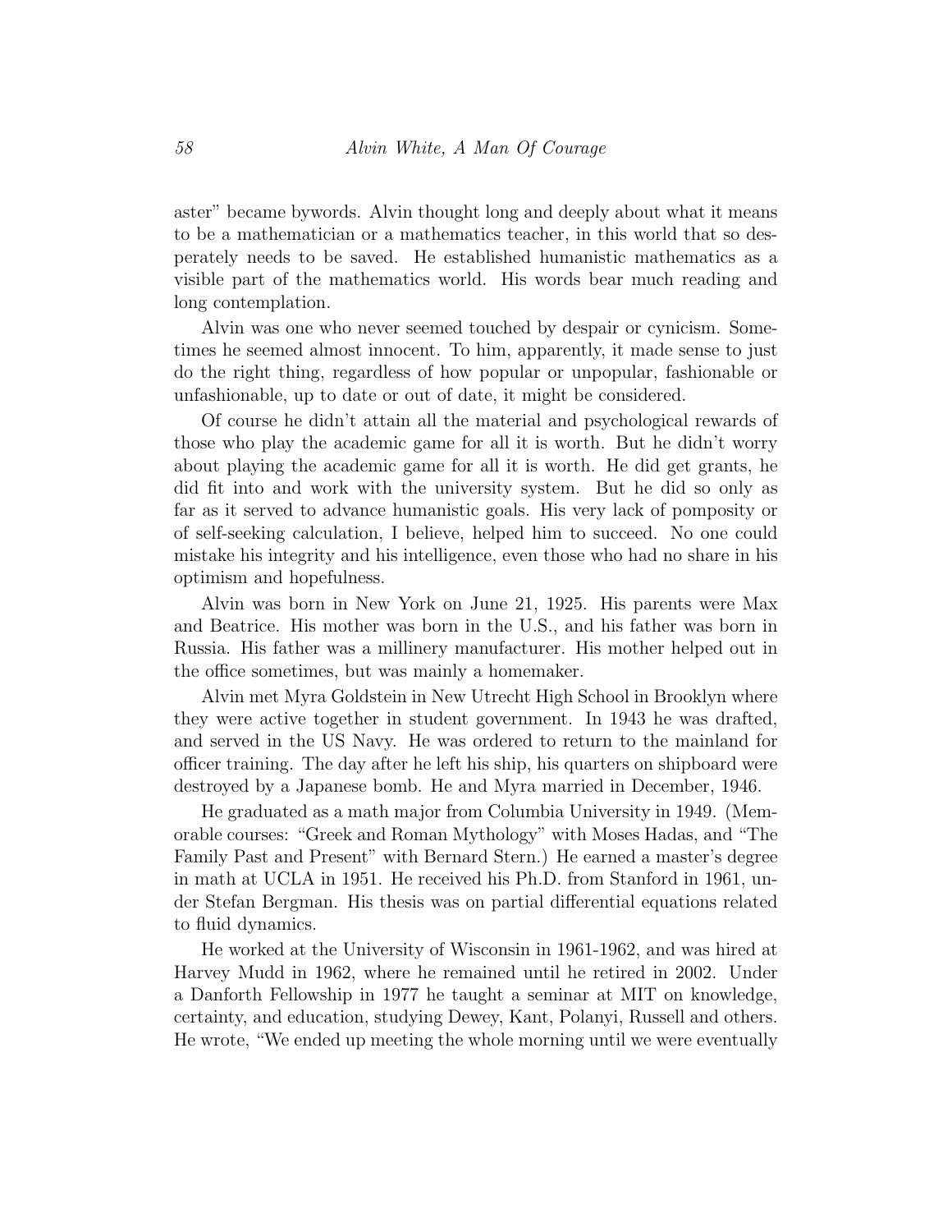aster" became bywords. Alvin thought long and deeply about what it means to be a mathematician or a mathematics teacher, in this world that so desperately needs to be saved. He established humanistic mathematics as a visible part of the mathematics world. His words bear much reading and long contemplation.

Alvin was one who never seemed touched by despair or cynicism. Sometimes he seemed almost innocent. To him, apparently, it made sense to just do the right thing, regardless of how popular or unpopular, fashionable or unfashionable, up to date or out of date, it might be considered.

Of course he didn't attain all the material and psychological rewards of those who play the academic game for all it is worth. But he didn't worry about playing the academic game for all it is worth. He did get grants, he did fit into and work with the university system. But he did so only as far as it served to advance humanistic goals. His very lack of pomposity or of self-seeking calculation, I believe, helped him to succeed. No one could mistake his integrity and his intelligence, even those who had no share in his optimism and hopefulness.

Alvin was born in New York on June 21, 1925. His parents were Max and Beatrice. His mother was born in the U.S., and his father was born in Russia. His father was a millinery manufacturer. His mother helped out in the office sometimes, but was mainly a homemaker.

Alvin met Myra Goldstein in New Utrecht High School in Brooklyn where they were active together in student government. In 1943 he was drafted, and served in the US Navy. He was ordered to return to the mainland for officer training. The day after he left his ship, his quarters on shipboard were destroyed by a Japanese bomb. He and Myra married in December, 1946.

He graduated as a math major from Columbia University in 1949. (Memorable courses: "Greek and Roman Mythology" with Moses Hadas, and "The Family Past and Present" with Bernard Stern.) He earned a master's degree in math at UCLA in 1951. He received his Ph.D. from Stanford in 1961, under Stefan Bergman. His thesis was on partial differential equations related to fluid dynamics.

He worked at the University of Wisconsin in 1961-1962, and was hired at Harvey Mudd in 1962, where he remained until he retired in 2002. Under a Danforth Fellowship in 1977 he taught a seminar at MIT on knowledge, certainty, and education, studying Dewey, Kant, Polanyi, Russell and others. He wrote, "We ended up meeting the whole morning until we were eventually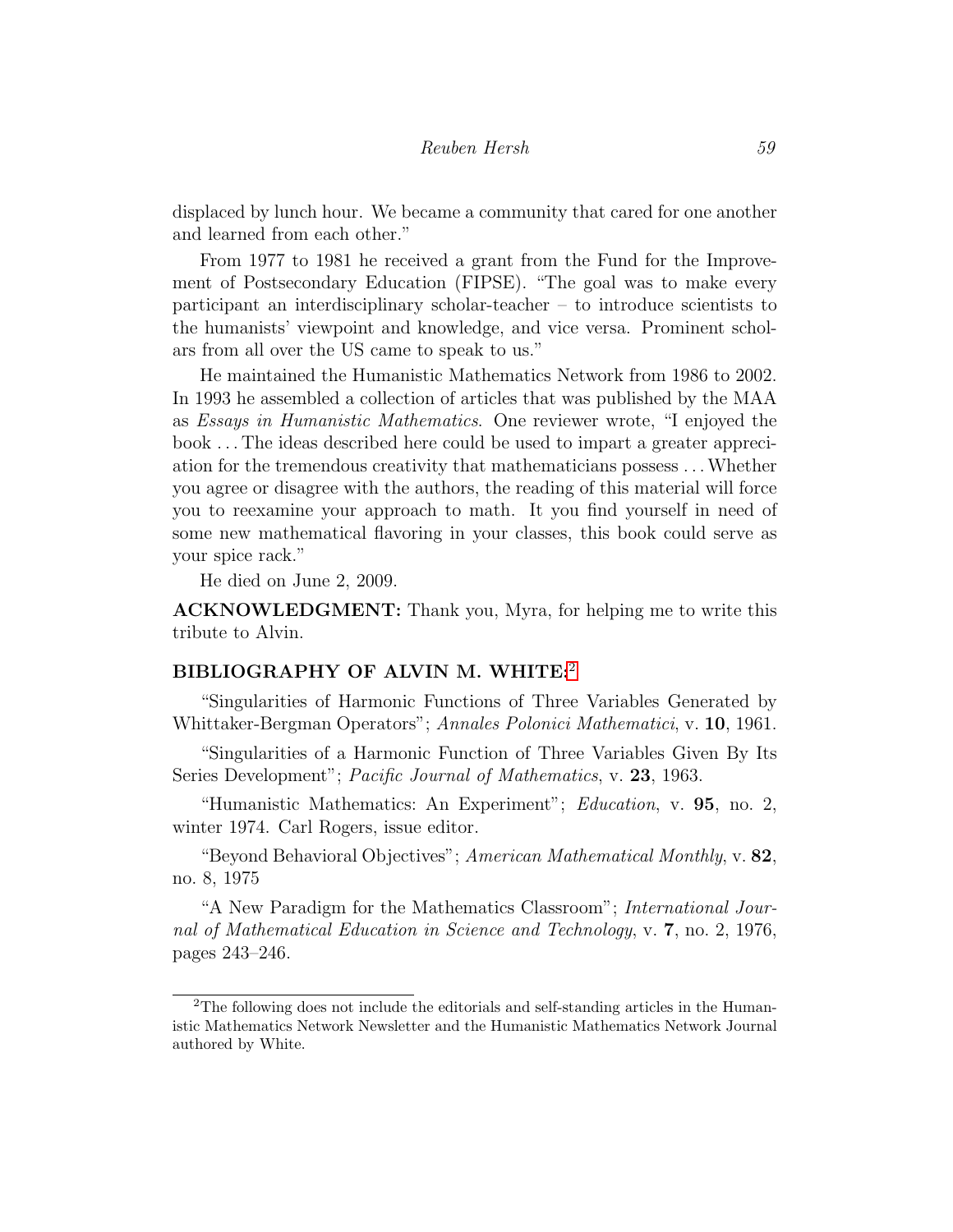displaced by lunch hour. We became a community that cared for one another and learned from each other."

From 1977 to 1981 he received a grant from the Fund for the Improvement of Postsecondary Education (FIPSE). "The goal was to make every participant an interdisciplinary scholar-teacher – to introduce scientists to the humanists' viewpoint and knowledge, and vice versa. Prominent scholars from all over the US came to speak to us."

He maintained the Humanistic Mathematics Network from 1986 to 2002. In 1993 he assembled a collection of articles that was published by the MAA as *Essays in Humanistic Mathematics*. One reviewer wrote, "I enjoyed the book . . . The ideas described here could be used to impart a greater appreciation for the tremendous creativity that mathematicians possess . . . Whether you agree or disagree with the authors, the reading of this material will force you to reexamine your approach to math. It you find yourself in need of some new mathematical flavoring in your classes, this book could serve as your spice rack."

He died on June 2, 2009.

**ACKNOWLEDGMENT:** Thank you, Myra, for helping me to write this tribute to Alvin.

## BIBLIOGRAPHY OF ALVIN M. WHITE:[2]

"Singularities of Harmonic Functions of Three Variables Generated by Whittaker-Bergman Operators"; *Annales Polonici Mathematici*, v. **10**, 1961.

"Singularities of a Harmonic Function of Three Variables Given By Its Series Development"; *Pacific Journal of Mathematics*, v. **23**, 1963.

"Humanistic Mathematics: An Experiment"; *Education*, v. **95**, no. 2, winter 1974. Carl Rogers, issue editor.

"Beyond Behavioral Objectives"; *American Mathematical Monthly*, v. **82**, no. 8, 1975

"A New Paradigm for the Mathematics Classroom"; *International Journal of Mathematical Education in Science and Technology*, v. **7**, no. 2, 1976, pages 243–246.

[2]The following does not include the editorials and self-standing articles in the Humanistic Mathematics Network Newsletter and the Humanistic Mathematics Network Journal authored by White.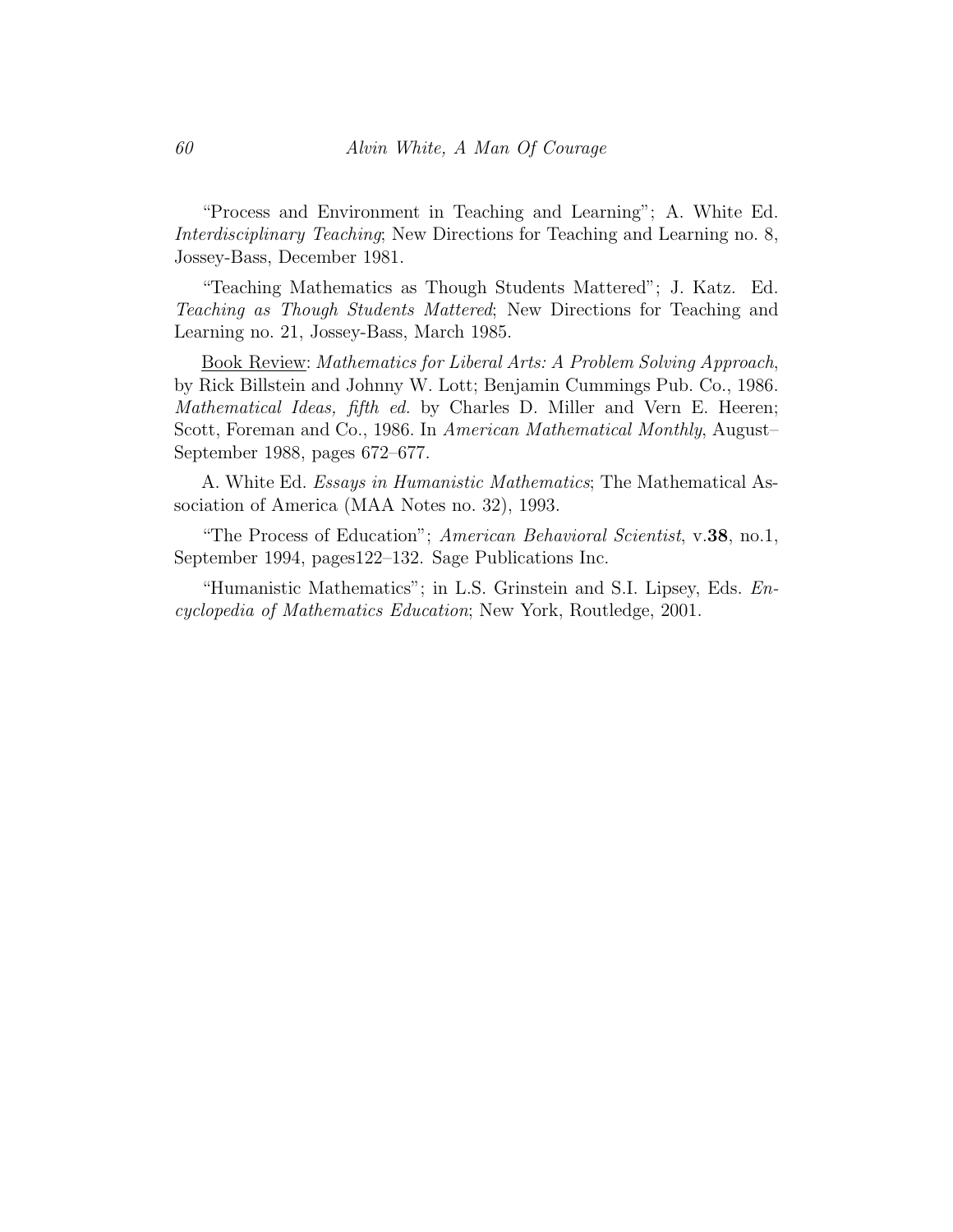"Process and Environment in Teaching and Learning"; A. White Ed. *Interdisciplinary Teaching*; New Directions for Teaching and Learning no. 8, Jossey-Bass, December 1981.

"Teaching Mathematics as Though Students Mattered"; J. Katz. Ed. *Teaching as Though Students Mattered*; New Directions for Teaching and Learning no. 21, Jossey-Bass, March 1985.

<u>Book Review</u>: *Mathematics for Liberal Arts: A Problem Solving Approach*, by Rick Billstein and Johnny W. Lott; Benjamin Cummings Pub. Co., 1986. *Mathematical Ideas, fifth ed.* by Charles D. Miller and Vern E. Heeren; Scott, Foreman and Co., 1986. In *American Mathematical Monthly*, August–September 1988, pages 672–677.

A. White Ed. *Essays in Humanistic Mathematics*; The Mathematical Association of America (MAA Notes no. 32), 1993.

"The Process of Education"; *American Behavioral Scientist*, v.**38**, no.1, September 1994, pages122–132. Sage Publications Inc.

"Humanistic Mathematics"; in L.S. Grinstein and S.I. Lipsey, Eds. *Encyclopedia of Mathematics Education*; New York, Routledge, 2001.